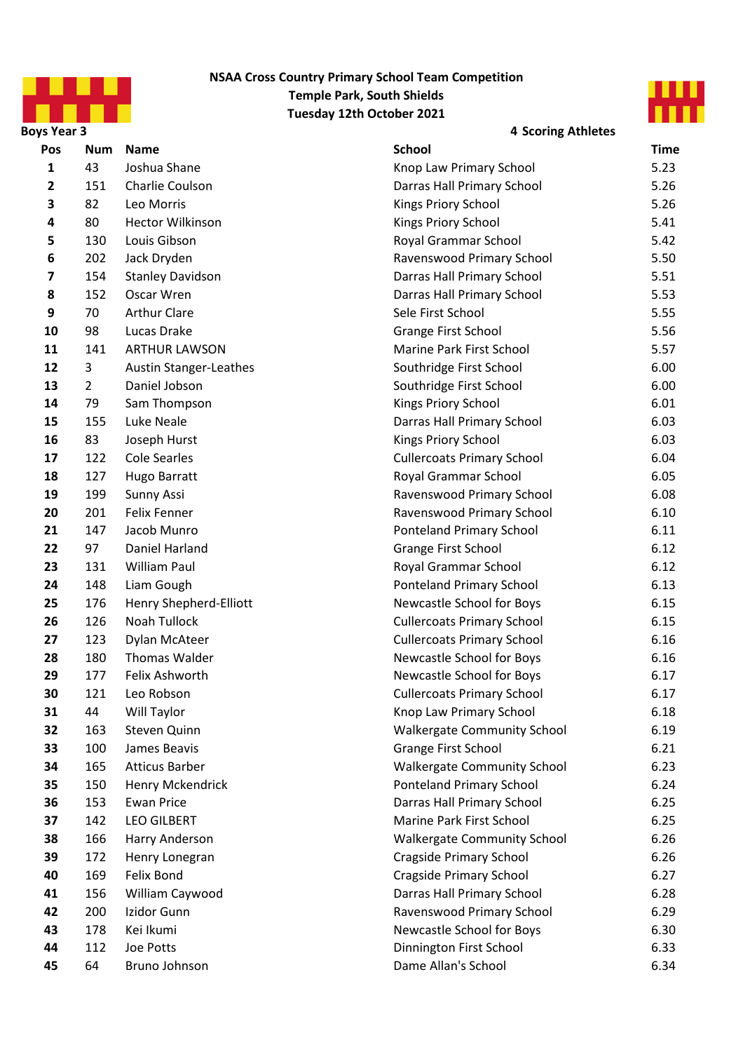# NSAA Cross Country Primary School Team Competition

## Temple Park, South Shields

## Tuesday 12th October 2021

**Boys Year 3** | **4 Scoring Athletes**

| Pos | Num | Name | School | Time |
|---|---|---|---|---|
| 1 | 43 | Joshua Shane | Knop Law Primary School | 5.23 |
| 2 | 151 | Charlie Coulson | Darras Hall Primary School | 5.26 |
| 3 | 82 | Leo Morris | Kings Priory School | 5.26 |
| 4 | 80 | Hector Wilkinson | Kings Priory School | 5.41 |
| 5 | 130 | Louis Gibson | Royal Grammar School | 5.42 |
| 6 | 202 | Jack Dryden | Ravenswood Primary School | 5.50 |
| 7 | 154 | Stanley Davidson | Darras Hall Primary School | 5.51 |
| 8 | 152 | Oscar Wren | Darras Hall Primary School | 5.53 |
| 9 | 70 | Arthur Clare | Sele First School | 5.55 |
| 10 | 98 | Lucas Drake | Grange First School | 5.56 |
| 11 | 141 | ARTHUR LAWSON | Marine Park First School | 5.57 |
| 12 | 3 | Austin Stanger-Leathes | Southridge First School | 6.00 |
| 13 | 2 | Daniel Jobson | Southridge First School | 6.00 |
| 14 | 79 | Sam Thompson | Kings Priory School | 6.01 |
| 15 | 155 | Luke Neale | Darras Hall Primary School | 6.03 |
| 16 | 83 | Joseph Hurst | Kings Priory School | 6.03 |
| 17 | 122 | Cole Searles | Cullercoats Primary School | 6.04 |
| 18 | 127 | Hugo Barratt | Royal Grammar School | 6.05 |
| 19 | 199 | Sunny Assi | Ravenswood Primary School | 6.08 |
| 20 | 201 | Felix Fenner | Ravenswood Primary School | 6.10 |
| 21 | 147 | Jacob Munro | Ponteland Primary School | 6.11 |
| 22 | 97 | Daniel Harland | Grange First School | 6.12 |
| 23 | 131 | William Paul | Royal Grammar School | 6.12 |
| 24 | 148 | Liam Gough | Ponteland Primary School | 6.13 |
| 25 | 176 | Henry Shepherd-Elliott | Newcastle School for Boys | 6.15 |
| 26 | 126 | Noah Tullock | Cullercoats Primary School | 6.15 |
| 27 | 123 | Dylan McAteer | Cullercoats Primary School | 6.16 |
| 28 | 180 | Thomas Walder | Newcastle School for Boys | 6.16 |
| 29 | 177 | Felix Ashworth | Newcastle School for Boys | 6.17 |
| 30 | 121 | Leo Robson | Cullercoats Primary School | 6.17 |
| 31 | 44 | Will Taylor | Knop Law Primary School | 6.18 |
| 32 | 163 | Steven Quinn | Walkergate Community School | 6.19 |
| 33 | 100 | James Beavis | Grange First School | 6.21 |
| 34 | 165 | Atticus Barber | Walkergate Community School | 6.23 |
| 35 | 150 | Henry Mckendrick | Ponteland Primary School | 6.24 |
| 36 | 153 | Ewan Price | Darras Hall Primary School | 6.25 |
| 37 | 142 | LEO GILBERT | Marine Park First School | 6.25 |
| 38 | 166 | Harry Anderson | Walkergate Community School | 6.26 |
| 39 | 172 | Henry Lonegran | Cragside Primary School | 6.26 |
| 40 | 169 | Felix Bond | Cragside Primary School | 6.27 |
| 41 | 156 | William Caywood | Darras Hall Primary School | 6.28 |
| 42 | 200 | Izidor Gunn | Ravenswood Primary School | 6.29 |
| 43 | 178 | Kei Ikumi | Newcastle School for Boys | 6.30 |
| 44 | 112 | Joe Potts | Dinnington First School | 6.33 |
| 45 | 64 | Bruno Johnson | Dame Allan's School | 6.34 |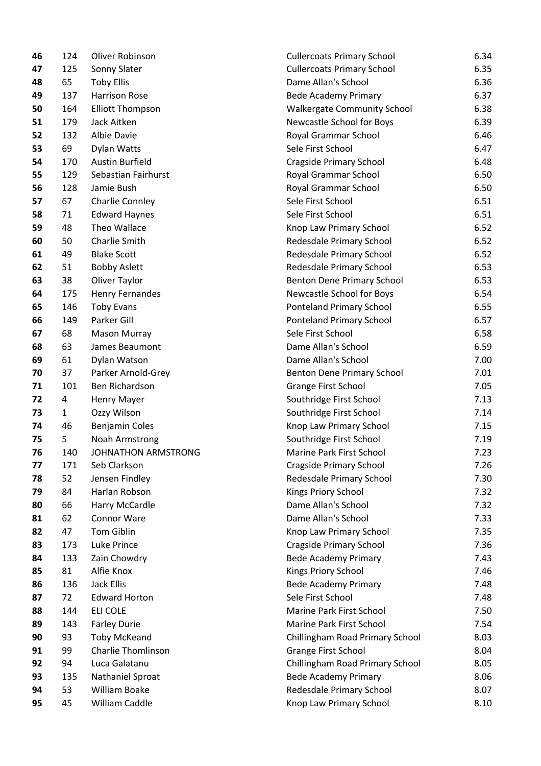| | | | | |
|---|---|---|---|---|
| **46** | 124 | Oliver Robinson | Cullercoats Primary School | 6.34 |
| **47** | 125 | Sonny Slater | Cullercoats Primary School | 6.35 |
| **48** | 65 | Toby Ellis | Dame Allan's School | 6.36 |
| **49** | 137 | Harrison Rose | Bede Academy Primary | 6.37 |
| **50** | 164 | Elliott Thompson | Walkergate Community School | 6.38 |
| **51** | 179 | Jack Aitken | Newcastle School for Boys | 6.39 |
| **52** | 132 | Albie Davie | Royal Grammar School | 6.46 |
| **53** | 69 | Dylan Watts | Sele First School | 6.47 |
| **54** | 170 | Austin Burfield | Cragside Primary School | 6.48 |
| **55** | 129 | Sebastian Fairhurst | Royal Grammar School | 6.50 |
| **56** | 128 | Jamie Bush | Royal Grammar School | 6.50 |
| **57** | 67 | Charlie Connley | Sele First School | 6.51 |
| **58** | 71 | Edward Haynes | Sele First School | 6.51 |
| **59** | 48 | Theo Wallace | Knop Law Primary School | 6.52 |
| **60** | 50 | Charlie Smith | Redesdale Primary School | 6.52 |
| **61** | 49 | Blake Scott | Redesdale Primary School | 6.52 |
| **62** | 51 | Bobby Aslett | Redesdale Primary School | 6.53 |
| **63** | 38 | Oliver Taylor | Benton Dene Primary School | 6.53 |
| **64** | 175 | Henry Fernandes | Newcastle School for Boys | 6.54 |
| **65** | 146 | Toby Evans | Ponteland Primary School | 6.55 |
| **66** | 149 | Parker Gill | Ponteland Primary School | 6.57 |
| **67** | 68 | Mason Murray | Sele First School | 6.58 |
| **68** | 63 | James Beaumont | Dame Allan's School | 6.59 |
| **69** | 61 | Dylan Watson | Dame Allan's School | 7.00 |
| **70** | 37 | Parker Arnold-Grey | Benton Dene Primary School | 7.01 |
| **71** | 101 | Ben Richardson | Grange First School | 7.05 |
| **72** | 4 | Henry Mayer | Southridge First School | 7.13 |
| **73** | 1 | Ozzy Wilson | Southridge First School | 7.14 |
| **74** | 46 | Benjamin Coles | Knop Law Primary School | 7.15 |
| **75** | 5 | Noah Armstrong | Southridge First School | 7.19 |
| **76** | 140 | JOHNATHON ARMSTRONG | Marine Park First School | 7.23 |
| **77** | 171 | Seb Clarkson | Cragside Primary School | 7.26 |
| **78** | 52 | Jensen Findley | Redesdale Primary School | 7.30 |
| **79** | 84 | Harlan Robson | Kings Priory School | 7.32 |
| **80** | 66 | Harry McCardle | Dame Allan's School | 7.32 |
| **81** | 62 | Connor Ware | Dame Allan's School | 7.33 |
| **82** | 47 | Tom Giblin | Knop Law Primary School | 7.35 |
| **83** | 173 | Luke Prince | Cragside Primary School | 7.36 |
| **84** | 133 | Zain Chowdry | Bede Academy Primary | 7.43 |
| **85** | 81 | Alfie Knox | Kings Priory School | 7.46 |
| **86** | 136 | Jack Ellis | Bede Academy Primary | 7.48 |
| **87** | 72 | Edward Horton | Sele First School | 7.48 |
| **88** | 144 | ELI COLE | Marine Park First School | 7.50 |
| **89** | 143 | Farley Durie | Marine Park First School | 7.54 |
| **90** | 93 | Toby McKeand | Chillingham Road Primary School | 8.03 |
| **91** | 99 | Charlie Thomlinson | Grange First School | 8.04 |
| **92** | 94 | Luca Galatanu | Chillingham Road Primary School | 8.05 |
| **93** | 135 | Nathaniel Sproat | Bede Academy Primary | 8.06 |
| **94** | 53 | William Boake | Redesdale Primary School | 8.07 |
| **95** | 45 | William Caddle | Knop Law Primary School | 8.10 |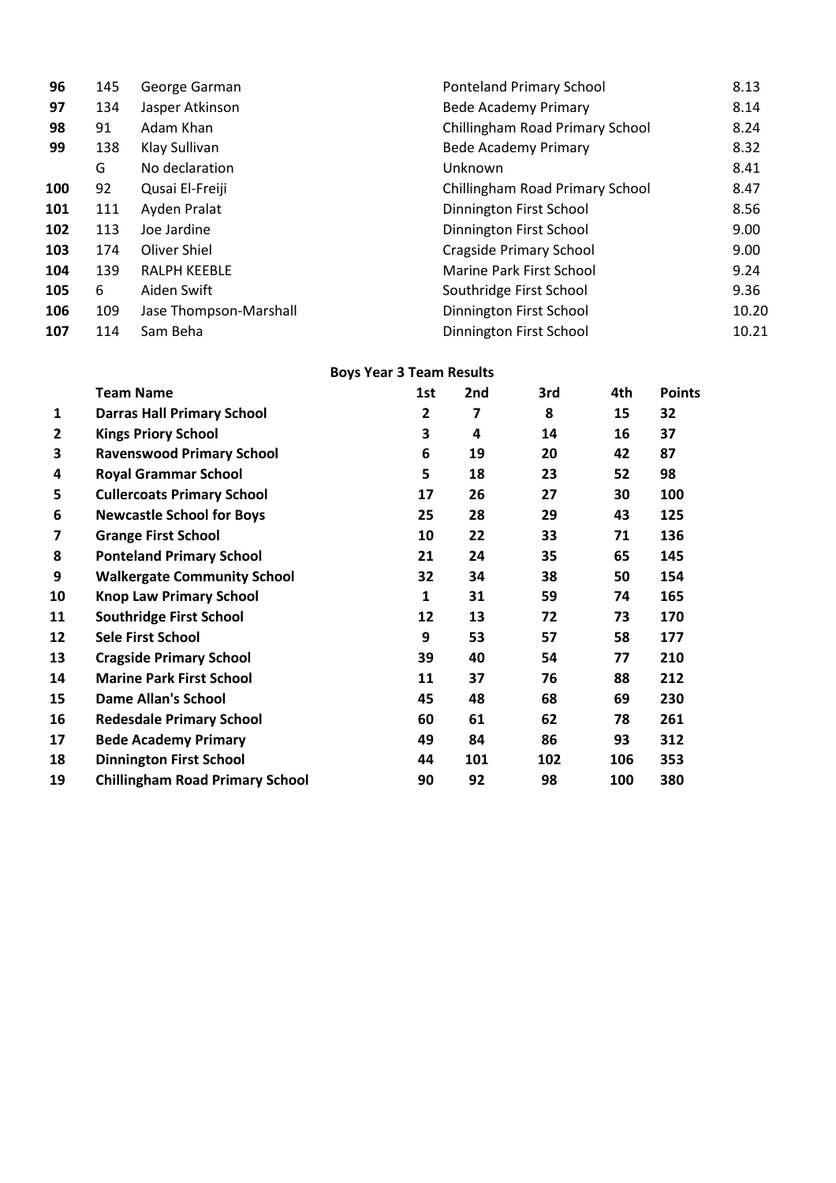| | | | | |
|---|---|---|---|---|
| **96** | 145 | George Garman | Ponteland Primary School | 8.13 |
| **97** | 134 | Jasper Atkinson | Bede Academy Primary | 8.14 |
| **98** | 91 | Adam Khan | Chillingham Road Primary School | 8.24 |
| **99** | 138 | Klay Sullivan | Bede Academy Primary | 8.32 |
| | G | No declaration | Unknown | 8.41 |
| **100** | 92 | Qusai El-Freiji | Chillingham Road Primary School | 8.47 |
| **101** | 111 | Ayden Pralat | Dinnington First School | 8.56 |
| **102** | 113 | Joe Jardine | Dinnington First School | 9.00 |
| **103** | 174 | Oliver Shiel | Cragside Primary School | 9.00 |
| **104** | 139 | RALPH KEEBLE | Marine Park First School | 9.24 |
| **105** | 6 | Aiden Swift | Southridge First School | 9.36 |
| **106** | 109 | Jase Thompson-Marshall | Dinnington First School | 10.20 |
| **107** | 114 | Sam Beha | Dinnington First School | 10.21 |

**Boys Year 3 Team Results**

| | Team Name | 1st | 2nd | 3rd | 4th | Points |
|---|---|---|---|---|---|---|
| **1** | **Darras Hall Primary School** | **2** | **7** | **8** | **15** | **32** |
| **2** | **Kings Priory School** | **3** | **4** | **14** | **16** | **37** |
| **3** | **Ravenswood Primary School** | **6** | **19** | **20** | **42** | **87** |
| **4** | **Royal Grammar School** | **5** | **18** | **23** | **52** | **98** |
| **5** | **Cullercoats Primary School** | **17** | **26** | **27** | **30** | **100** |
| **6** | **Newcastle School for Boys** | **25** | **28** | **29** | **43** | **125** |
| **7** | **Grange First School** | **10** | **22** | **33** | **71** | **136** |
| **8** | **Ponteland Primary School** | **21** | **24** | **35** | **65** | **145** |
| **9** | **Walkergate Community School** | **32** | **34** | **38** | **50** | **154** |
| **10** | **Knop Law Primary School** | **1** | **31** | **59** | **74** | **165** |
| **11** | **Southridge First School** | **12** | **13** | **72** | **73** | **170** |
| **12** | **Sele First School** | **9** | **53** | **57** | **58** | **177** |
| **13** | **Cragside Primary School** | **39** | **40** | **54** | **77** | **210** |
| **14** | **Marine Park First School** | **11** | **37** | **76** | **88** | **212** |
| **15** | **Dame Allan's School** | **45** | **48** | **68** | **69** | **230** |
| **16** | **Redesdale Primary School** | **60** | **61** | **62** | **78** | **261** |
| **17** | **Bede Academy Primary** | **49** | **84** | **86** | **93** | **312** |
| **18** | **Dinnington First School** | **44** | **101** | **102** | **106** | **353** |
| **19** | **Chillingham Road Primary School** | **90** | **92** | **98** | **100** | **380** |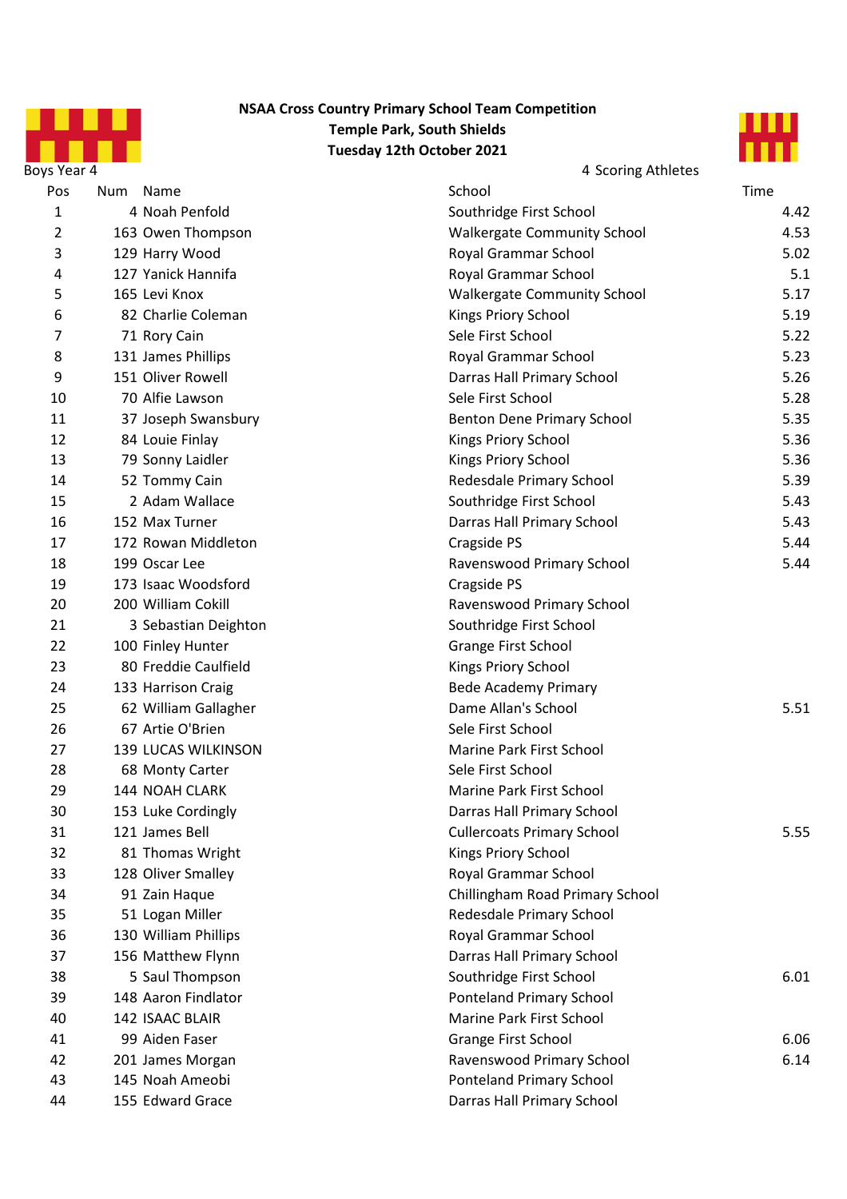**NSAA Cross Country Primary School Team Competition**
**Temple Park, South Shields**
**Tuesday 12th October 2021**

Boys Year 4 — 4 Scoring Athletes

| Pos | Num | Name | School | Time |
|---|---|---|---|---|
| 1 | 4 | Noah Penfold | Southridge First School | 4.42 |
| 2 | 163 | Owen Thompson | Walkergate Community School | 4.53 |
| 3 | 129 | Harry Wood | Royal Grammar School | 5.02 |
| 4 | 127 | Yanick Hannifa | Royal Grammar School | 5.1 |
| 5 | 165 | Levi Knox | Walkergate Community School | 5.17 |
| 6 | 82 | Charlie Coleman | Kings Priory School | 5.19 |
| 7 | 71 | Rory Cain | Sele First School | 5.22 |
| 8 | 131 | James Phillips | Royal Grammar School | 5.23 |
| 9 | 151 | Oliver Rowell | Darras Hall Primary School | 5.26 |
| 10 | 70 | Alfie Lawson | Sele First School | 5.28 |
| 11 | 37 | Joseph Swansbury | Benton Dene Primary School | 5.35 |
| 12 | 84 | Louie Finlay | Kings Priory School | 5.36 |
| 13 | 79 | Sonny Laidler | Kings Priory School | 5.36 |
| 14 | 52 | Tommy Cain | Redesdale Primary School | 5.39 |
| 15 | 2 | Adam Wallace | Southridge First School | 5.43 |
| 16 | 152 | Max Turner | Darras Hall Primary School | 5.43 |
| 17 | 172 | Rowan Middleton | Cragside PS | 5.44 |
| 18 | 199 | Oscar Lee | Ravenswood Primary School | 5.44 |
| 19 | 173 | Isaac Woodsford | Cragside PS | |
| 20 | 200 | William Cokill | Ravenswood Primary School | |
| 21 | 3 | Sebastian Deighton | Southridge First School | |
| 22 | 100 | Finley Hunter | Grange First School | |
| 23 | 80 | Freddie Caulfield | Kings Priory School | |
| 24 | 133 | Harrison Craig | Bede Academy Primary | |
| 25 | 62 | William Gallagher | Dame Allan's School | 5.51 |
| 26 | 67 | Artie O'Brien | Sele First School | |
| 27 | 139 | LUCAS WILKINSON | Marine Park First School | |
| 28 | 68 | Monty Carter | Sele First School | |
| 29 | 144 | NOAH CLARK | Marine Park First School | |
| 30 | 153 | Luke Cordingly | Darras Hall Primary School | |
| 31 | 121 | James Bell | Cullercoats Primary School | 5.55 |
| 32 | 81 | Thomas Wright | Kings Priory School | |
| 33 | 128 | Oliver Smalley | Royal Grammar School | |
| 34 | 91 | Zain Haque | Chillingham Road Primary School | |
| 35 | 51 | Logan Miller | Redesdale Primary School | |
| 36 | 130 | William Phillips | Royal Grammar School | |
| 37 | 156 | Matthew Flynn | Darras Hall Primary School | |
| 38 | 5 | Saul Thompson | Southridge First School | 6.01 |
| 39 | 148 | Aaron Findlator | Ponteland Primary School | |
| 40 | 142 | ISAAC BLAIR | Marine Park First School | |
| 41 | 99 | Aiden Faser | Grange First School | 6.06 |
| 42 | 201 | James Morgan | Ravenswood Primary School | 6.14 |
| 43 | 145 | Noah Ameobi | Ponteland Primary School | |
| 44 | 155 | Edward Grace | Darras Hall Primary School | |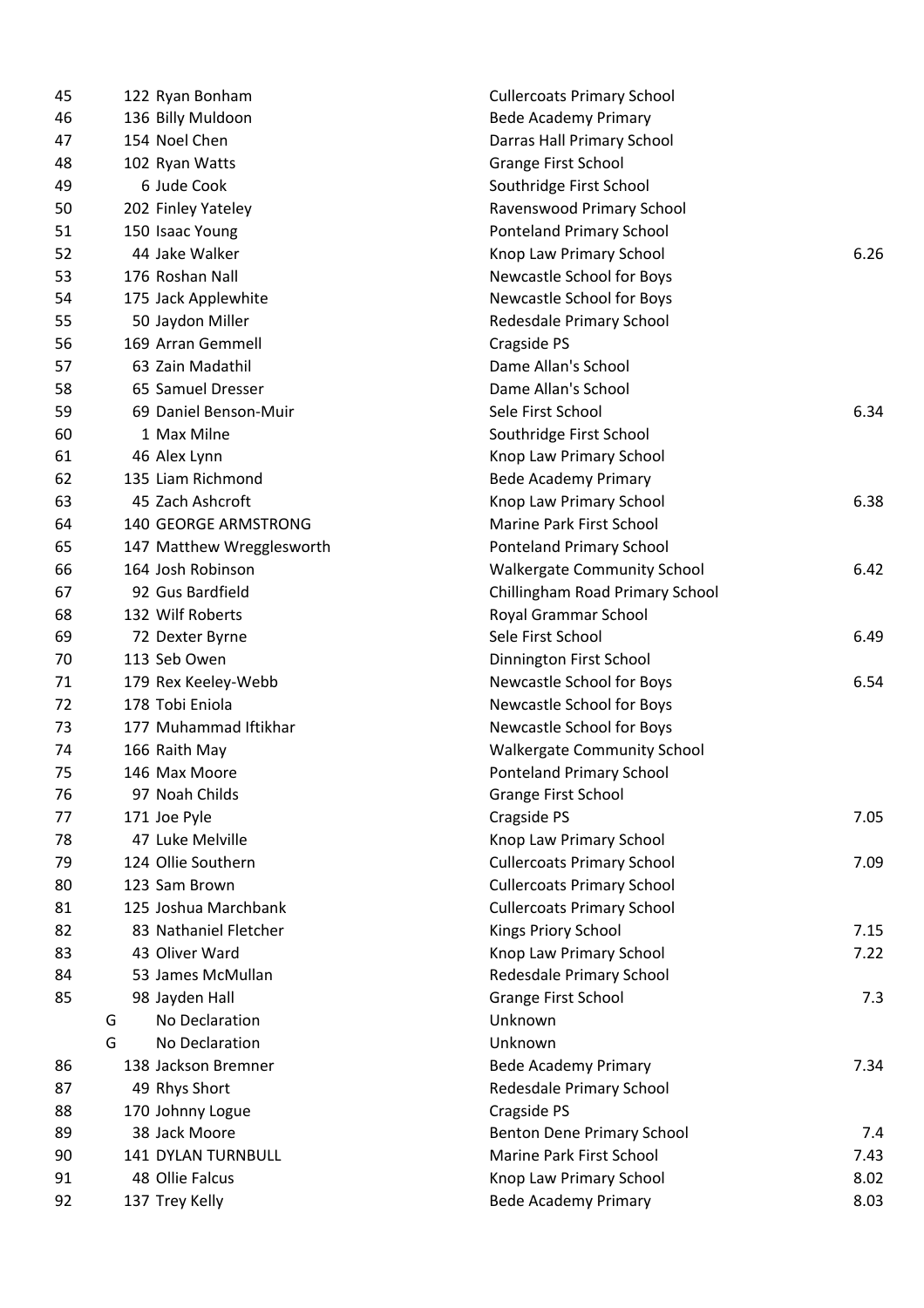| | | | | |
|---|---|---|---|---|
| 45 | 122 | Ryan Bonham | Cullercoats Primary School | |
| 46 | 136 | Billy Muldoon | Bede Academy Primary | |
| 47 | 154 | Noel Chen | Darras Hall Primary School | |
| 48 | 102 | Ryan Watts | Grange First School | |
| 49 | 6 | Jude Cook | Southridge First School | |
| 50 | 202 | Finley Yateley | Ravenswood Primary School | |
| 51 | 150 | Isaac Young | Ponteland Primary School | |
| 52 | 44 | Jake Walker | Knop Law Primary School | 6.26 |
| 53 | 176 | Roshan Nall | Newcastle School for Boys | |
| 54 | 175 | Jack Applewhite | Newcastle School for Boys | |
| 55 | 50 | Jaydon Miller | Redesdale Primary School | |
| 56 | 169 | Arran Gemmell | Cragside PS | |
| 57 | 63 | Zain Madathil | Dame Allan's School | |
| 58 | 65 | Samuel Dresser | Dame Allan's School | |
| 59 | 69 | Daniel Benson-Muir | Sele First School | 6.34 |
| 60 | 1 | Max Milne | Southridge First School | |
| 61 | 46 | Alex Lynn | Knop Law Primary School | |
| 62 | 135 | Liam Richmond | Bede Academy Primary | |
| 63 | 45 | Zach Ashcroft | Knop Law Primary School | 6.38 |
| 64 | 140 | GEORGE ARMSTRONG | Marine Park First School | |
| 65 | 147 | Matthew Wregglesworth | Ponteland Primary School | |
| 66 | 164 | Josh Robinson | Walkergate Community School | 6.42 |
| 67 | 92 | Gus Bardfield | Chillingham Road Primary School | |
| 68 | 132 | Wilf Roberts | Royal Grammar School | |
| 69 | 72 | Dexter Byrne | Sele First School | 6.49 |
| 70 | 113 | Seb Owen | Dinnington First School | |
| 71 | 179 | Rex Keeley-Webb | Newcastle School for Boys | 6.54 |
| 72 | 178 | Tobi Eniola | Newcastle School for Boys | |
| 73 | 177 | Muhammad Iftikhar | Newcastle School for Boys | |
| 74 | 166 | Raith May | Walkergate Community School | |
| 75 | 146 | Max Moore | Ponteland Primary School | |
| 76 | 97 | Noah Childs | Grange First School | |
| 77 | 171 | Joe Pyle | Cragside PS | 7.05 |
| 78 | 47 | Luke Melville | Knop Law Primary School | |
| 79 | 124 | Ollie Southern | Cullercoats Primary School | 7.09 |
| 80 | 123 | Sam Brown | Cullercoats Primary School | |
| 81 | 125 | Joshua Marchbank | Cullercoats Primary School | |
| 82 | 83 | Nathaniel Fletcher | Kings Priory School | 7.15 |
| 83 | 43 | Oliver Ward | Knop Law Primary School | 7.22 |
| 84 | 53 | James McMullan | Redesdale Primary School | |
| 85 | 98 | Jayden Hall | Grange First School | 7.3 |
| | G | No Declaration | Unknown | |
| | G | No Declaration | Unknown | |
| 86 | 138 | Jackson Bremner | Bede Academy Primary | 7.34 |
| 87 | 49 | Rhys Short | Redesdale Primary School | |
| 88 | 170 | Johnny Logue | Cragside PS | |
| 89 | 38 | Jack Moore | Benton Dene Primary School | 7.4 |
| 90 | 141 | DYLAN TURNBULL | Marine Park First School | 7.43 |
| 91 | 48 | Ollie Falcus | Knop Law Primary School | 8.02 |
| 92 | 137 | Trey Kelly | Bede Academy Primary | 8.03 |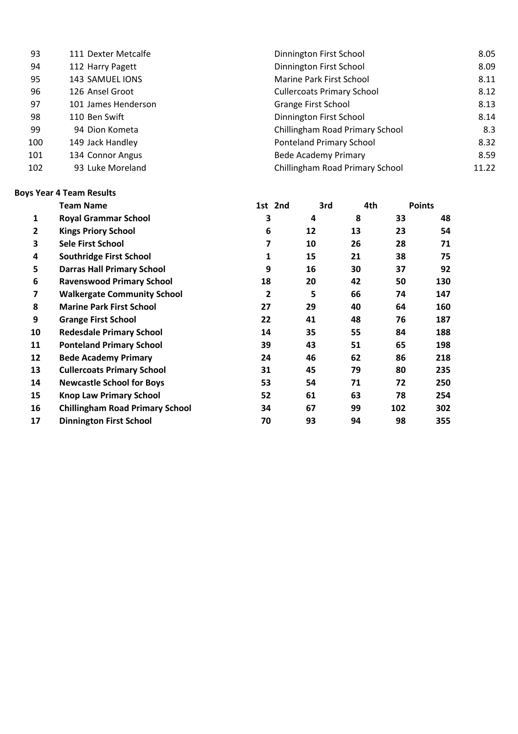| | | | |
|---|---|---|---|
| 93 | 111 Dexter Metcalfe | Dinnington First School | 8.05 |
| 94 | 112 Harry Pagett | Dinnington First School | 8.09 |
| 95 | 143 SAMUEL IONS | Marine Park First School | 8.11 |
| 96 | 126 Ansel Groot | Cullercoats Primary School | 8.12 |
| 97 | 101 James Henderson | Grange First School | 8.13 |
| 98 | 110 Ben Swift | Dinnington First School | 8.14 |
| 99 | 94 Dion Kometa | Chillingham Road Primary School | 8.3 |
| 100 | 149 Jack Handley | Ponteland Primary School | 8.32 |
| 101 | 134 Connor Angus | Bede Academy Primary | 8.59 |
| 102 | 93 Luke Moreland | Chillingham Road Primary School | 11.22 |

**Boys Year 4 Team Results**

| | Team Name | 1st | 2nd | 3rd | 4th | Points |
|---|---|---|---|---|---|---|
| **1** | **Royal Grammar School** | **3** | **4** | **8** | **33** | **48** |
| **2** | **Kings Priory School** | **6** | **12** | **13** | **23** | **54** |
| **3** | **Sele First School** | **7** | **10** | **26** | **28** | **71** |
| **4** | **Southridge First School** | **1** | **15** | **21** | **38** | **75** |
| **5** | **Darras Hall Primary School** | **9** | **16** | **30** | **37** | **92** |
| **6** | **Ravenswood Primary School** | **18** | **20** | **42** | **50** | **130** |
| **7** | **Walkergate Community School** | **2** | **5** | **66** | **74** | **147** |
| **8** | **Marine Park First School** | **27** | **29** | **40** | **64** | **160** |
| **9** | **Grange First School** | **22** | **41** | **48** | **76** | **187** |
| **10** | **Redesdale Primary School** | **14** | **35** | **55** | **84** | **188** |
| **11** | **Ponteland Primary School** | **39** | **43** | **51** | **65** | **198** |
| **12** | **Bede Academy Primary** | **24** | **46** | **62** | **86** | **218** |
| **13** | **Cullercoats Primary School** | **31** | **45** | **79** | **80** | **235** |
| **14** | **Newcastle School for Boys** | **53** | **54** | **71** | **72** | **250** |
| **15** | **Knop Law Primary School** | **52** | **61** | **63** | **78** | **254** |
| **16** | **Chillingham Road Primary School** | **34** | **67** | **99** | **102** | **302** |
| **17** | **Dinnington First School** | **70** | **93** | **94** | **98** | **355** |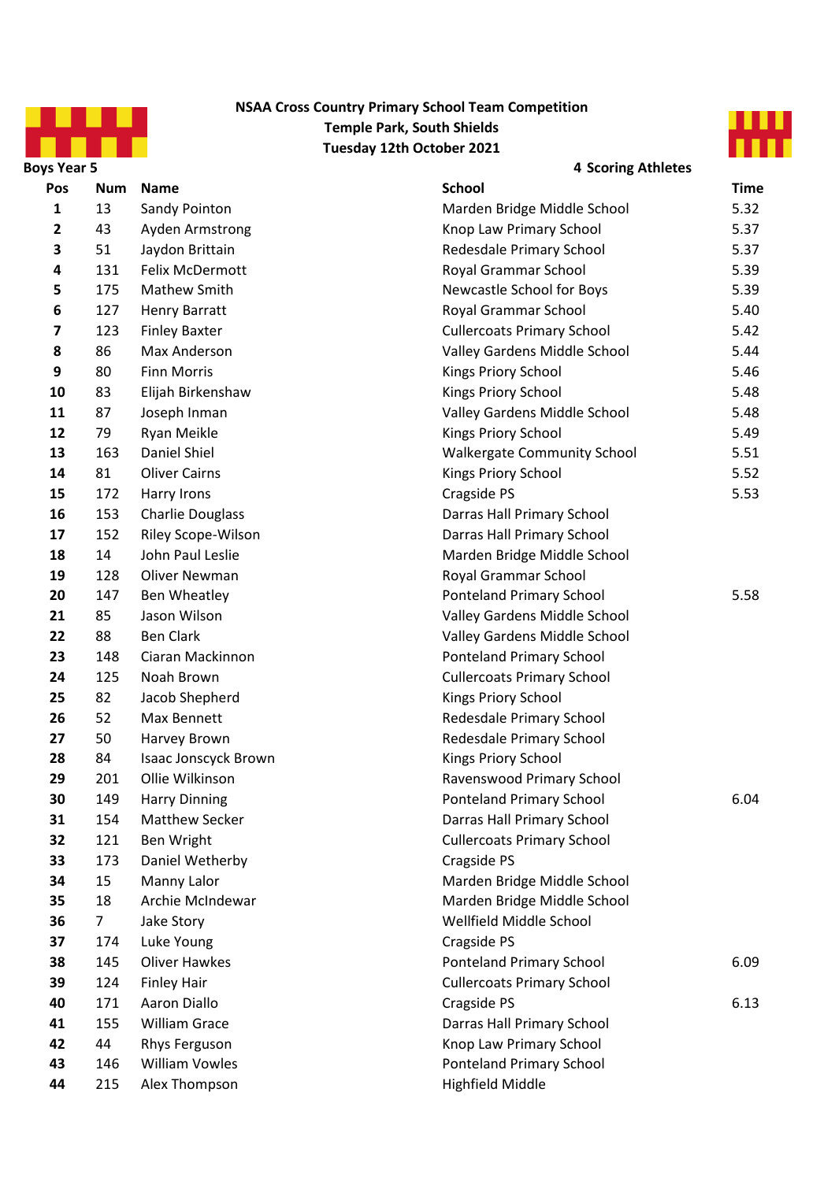**NSAA Cross Country Primary School Team Competition**
**Temple Park, South Shields**
**Tuesday 12th October 2021**

**Boys Year 5** — **4 Scoring Athletes**

| Pos | Num | Name | School | Time |
|---|---|---|---|---|
| 1 | 13 | Sandy Pointon | Marden Bridge Middle School | 5.32 |
| 2 | 43 | Ayden Armstrong | Knop Law Primary School | 5.37 |
| 3 | 51 | Jaydon Brittain | Redesdale Primary School | 5.37 |
| 4 | 131 | Felix McDermott | Royal Grammar School | 5.39 |
| 5 | 175 | Mathew Smith | Newcastle School for Boys | 5.39 |
| 6 | 127 | Henry Barratt | Royal Grammar School | 5.40 |
| 7 | 123 | Finley Baxter | Cullercoats Primary School | 5.42 |
| 8 | 86 | Max Anderson | Valley Gardens Middle School | 5.44 |
| 9 | 80 | Finn Morris | Kings Priory School | 5.46 |
| 10 | 83 | Elijah Birkenshaw | Kings Priory School | 5.48 |
| 11 | 87 | Joseph Inman | Valley Gardens Middle School | 5.48 |
| 12 | 79 | Ryan Meikle | Kings Priory School | 5.49 |
| 13 | 163 | Daniel Shiel | Walkergate Community School | 5.51 |
| 14 | 81 | Oliver Cairns | Kings Priory School | 5.52 |
| 15 | 172 | Harry Irons | Cragside PS | 5.53 |
| 16 | 153 | Charlie Douglass | Darras Hall Primary School | |
| 17 | 152 | Riley Scope-Wilson | Darras Hall Primary School | |
| 18 | 14 | John Paul Leslie | Marden Bridge Middle School | |
| 19 | 128 | Oliver Newman | Royal Grammar School | |
| 20 | 147 | Ben Wheatley | Ponteland Primary School | 5.58 |
| 21 | 85 | Jason Wilson | Valley Gardens Middle School | |
| 22 | 88 | Ben Clark | Valley Gardens Middle School | |
| 23 | 148 | Ciaran Mackinnon | Ponteland Primary School | |
| 24 | 125 | Noah Brown | Cullercoats Primary School | |
| 25 | 82 | Jacob Shepherd | Kings Priory School | |
| 26 | 52 | Max Bennett | Redesdale Primary School | |
| 27 | 50 | Harvey Brown | Redesdale Primary School | |
| 28 | 84 | Isaac Jonscyck Brown | Kings Priory School | |
| 29 | 201 | Ollie Wilkinson | Ravenswood Primary School | |
| 30 | 149 | Harry Dinning | Ponteland Primary School | 6.04 |
| 31 | 154 | Matthew Secker | Darras Hall Primary School | |
| 32 | 121 | Ben Wright | Cullercoats Primary School | |
| 33 | 173 | Daniel Wetherby | Cragside PS | |
| 34 | 15 | Manny Lalor | Marden Bridge Middle School | |
| 35 | 18 | Archie McIndewar | Marden Bridge Middle School | |
| 36 | 7 | Jake Story | Wellfield Middle School | |
| 37 | 174 | Luke Young | Cragside PS | |
| 38 | 145 | Oliver Hawkes | Ponteland Primary School | 6.09 |
| 39 | 124 | Finley Hair | Cullercoats Primary School | |
| 40 | 171 | Aaron Diallo | Cragside PS | 6.13 |
| 41 | 155 | William Grace | Darras Hall Primary School | |
| 42 | 44 | Rhys Ferguson | Knop Law Primary School | |
| 43 | 146 | William Vowles | Ponteland Primary School | |
| 44 | 215 | Alex Thompson | Highfield Middle | |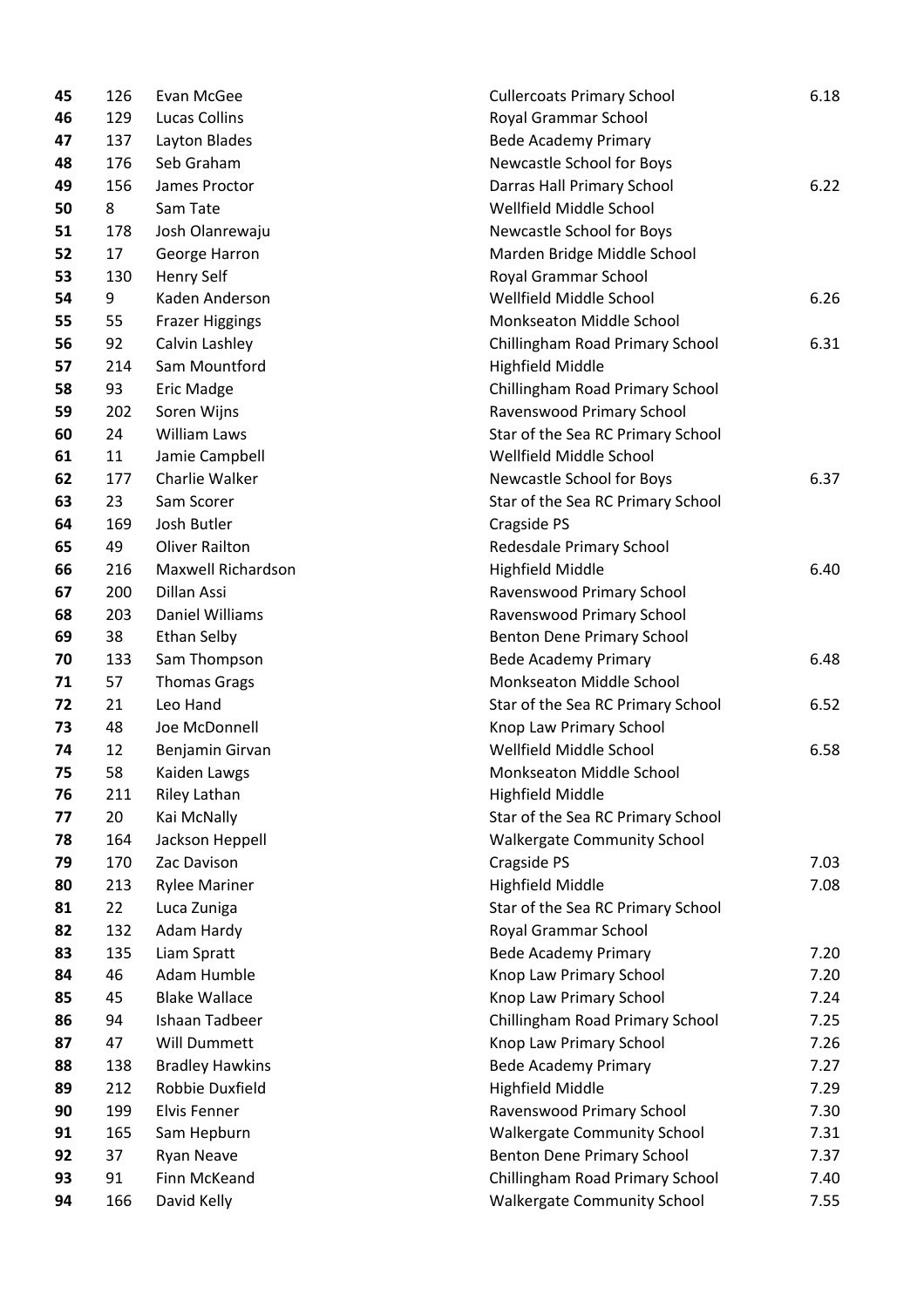| | | | | |
|---|---|---|---|---|
| **45** | 126 | Evan McGee | Cullercoats Primary School | 6.18 |
| **46** | 129 | Lucas Collins | Royal Grammar School | |
| **47** | 137 | Layton Blades | Bede Academy Primary | |
| **48** | 176 | Seb Graham | Newcastle School for Boys | |
| **49** | 156 | James Proctor | Darras Hall Primary School | 6.22 |
| **50** | 8 | Sam Tate | Wellfield Middle School | |
| **51** | 178 | Josh Olanrewaju | Newcastle School for Boys | |
| **52** | 17 | George Harron | Marden Bridge Middle School | |
| **53** | 130 | Henry Self | Royal Grammar School | |
| **54** | 9 | Kaden Anderson | Wellfield Middle School | 6.26 |
| **55** | 55 | Frazer Higgings | Monkseaton Middle School | |
| **56** | 92 | Calvin Lashley | Chillingham Road Primary School | 6.31 |
| **57** | 214 | Sam Mountford | Highfield Middle | |
| **58** | 93 | Eric Madge | Chillingham Road Primary School | |
| **59** | 202 | Soren Wijns | Ravenswood Primary School | |
| **60** | 24 | William Laws | Star of the Sea RC Primary School | |
| **61** | 11 | Jamie Campbell | Wellfield Middle School | |
| **62** | 177 | Charlie Walker | Newcastle School for Boys | 6.37 |
| **63** | 23 | Sam Scorer | Star of the Sea RC Primary School | |
| **64** | 169 | Josh Butler | Cragside PS | |
| **65** | 49 | Oliver Railton | Redesdale Primary School | |
| **66** | 216 | Maxwell Richardson | Highfield Middle | 6.40 |
| **67** | 200 | Dillan Assi | Ravenswood Primary School | |
| **68** | 203 | Daniel Williams | Ravenswood Primary School | |
| **69** | 38 | Ethan Selby | Benton Dene Primary School | |
| **70** | 133 | Sam Thompson | Bede Academy Primary | 6.48 |
| **71** | 57 | Thomas Grags | Monkseaton Middle School | |
| **72** | 21 | Leo Hand | Star of the Sea RC Primary School | 6.52 |
| **73** | 48 | Joe McDonnell | Knop Law Primary School | |
| **74** | 12 | Benjamin Girvan | Wellfield Middle School | 6.58 |
| **75** | 58 | Kaiden Lawgs | Monkseaton Middle School | |
| **76** | 211 | Riley Lathan | Highfield Middle | |
| **77** | 20 | Kai McNally | Star of the Sea RC Primary School | |
| **78** | 164 | Jackson Heppell | Walkergate Community School | |
| **79** | 170 | Zac Davison | Cragside PS | 7.03 |
| **80** | 213 | Rylee Mariner | Highfield Middle | 7.08 |
| **81** | 22 | Luca Zuniga | Star of the Sea RC Primary School | |
| **82** | 132 | Adam Hardy | Royal Grammar School | |
| **83** | 135 | Liam Spratt | Bede Academy Primary | 7.20 |
| **84** | 46 | Adam Humble | Knop Law Primary School | 7.20 |
| **85** | 45 | Blake Wallace | Knop Law Primary School | 7.24 |
| **86** | 94 | Ishaan Tadbeer | Chillingham Road Primary School | 7.25 |
| **87** | 47 | Will Dummett | Knop Law Primary School | 7.26 |
| **88** | 138 | Bradley Hawkins | Bede Academy Primary | 7.27 |
| **89** | 212 | Robbie Duxfield | Highfield Middle | 7.29 |
| **90** | 199 | Elvis Fenner | Ravenswood Primary School | 7.30 |
| **91** | 165 | Sam Hepburn | Walkergate Community School | 7.31 |
| **92** | 37 | Ryan Neave | Benton Dene Primary School | 7.37 |
| **93** | 91 | Finn McKeand | Chillingham Road Primary School | 7.40 |
| **94** | 166 | David Kelly | Walkergate Community School | 7.55 |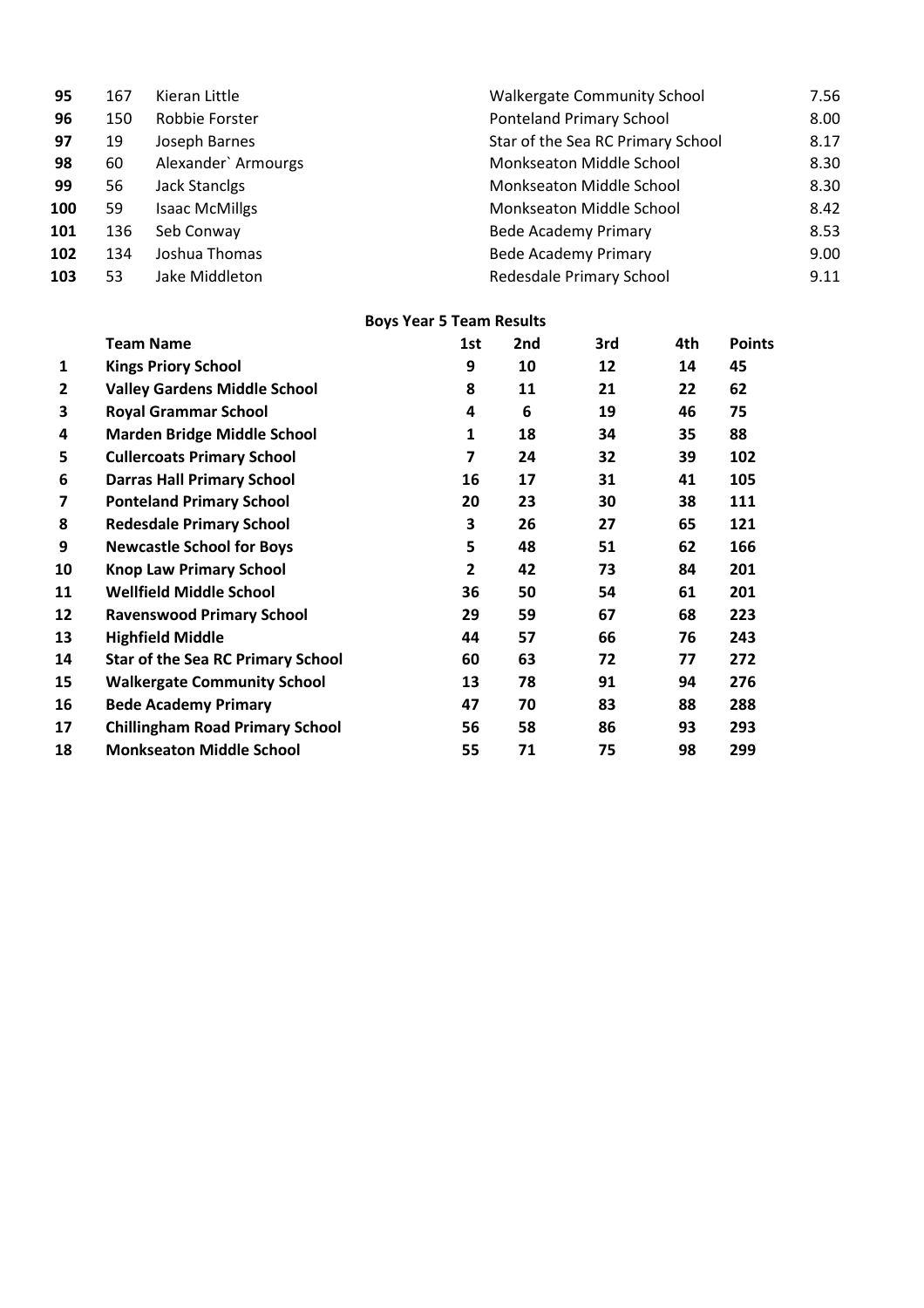| | | | | |
|---|---|---|---|---|
| **95** | 167 | Kieran Little | Walkergate Community School | 7.56 |
| **96** | 150 | Robbie Forster | Ponteland Primary School | 8.00 |
| **97** | 19 | Joseph Barnes | Star of the Sea RC Primary School | 8.17 |
| **98** | 60 | Alexander` Armourgs | Monkseaton Middle School | 8.30 |
| **99** | 56 | Jack Stanclgs | Monkseaton Middle School | 8.30 |
| **100** | 59 | Isaac McMillgs | Monkseaton Middle School | 8.42 |
| **101** | 136 | Seb Conway | Bede Academy Primary | 8.53 |
| **102** | 134 | Joshua Thomas | Bede Academy Primary | 9.00 |
| **103** | 53 | Jake Middleton | Redesdale Primary School | 9.11 |

**Boys Year 5 Team Results**

| | Team Name | 1st | 2nd | 3rd | 4th | Points |
|---|---|---|---|---|---|---|
| **1** | **Kings Priory School** | **9** | **10** | **12** | **14** | **45** |
| **2** | **Valley Gardens Middle School** | **8** | **11** | **21** | **22** | **62** |
| **3** | **Royal Grammar School** | **4** | **6** | **19** | **46** | **75** |
| **4** | **Marden Bridge Middle School** | **1** | **18** | **34** | **35** | **88** |
| **5** | **Cullercoats Primary School** | **7** | **24** | **32** | **39** | **102** |
| **6** | **Darras Hall Primary School** | **16** | **17** | **31** | **41** | **105** |
| **7** | **Ponteland Primary School** | **20** | **23** | **30** | **38** | **111** |
| **8** | **Redesdale Primary School** | **3** | **26** | **27** | **65** | **121** |
| **9** | **Newcastle School for Boys** | **5** | **48** | **51** | **62** | **166** |
| **10** | **Knop Law Primary School** | **2** | **42** | **73** | **84** | **201** |
| **11** | **Wellfield Middle School** | **36** | **50** | **54** | **61** | **201** |
| **12** | **Ravenswood Primary School** | **29** | **59** | **67** | **68** | **223** |
| **13** | **Highfield Middle** | **44** | **57** | **66** | **76** | **243** |
| **14** | **Star of the Sea RC Primary School** | **60** | **63** | **72** | **77** | **272** |
| **15** | **Walkergate Community School** | **13** | **78** | **91** | **94** | **276** |
| **16** | **Bede Academy Primary** | **47** | **70** | **83** | **88** | **288** |
| **17** | **Chillingham Road Primary School** | **56** | **58** | **86** | **93** | **293** |
| **18** | **Monkseaton Middle School** | **55** | **71** | **75** | **98** | **299** |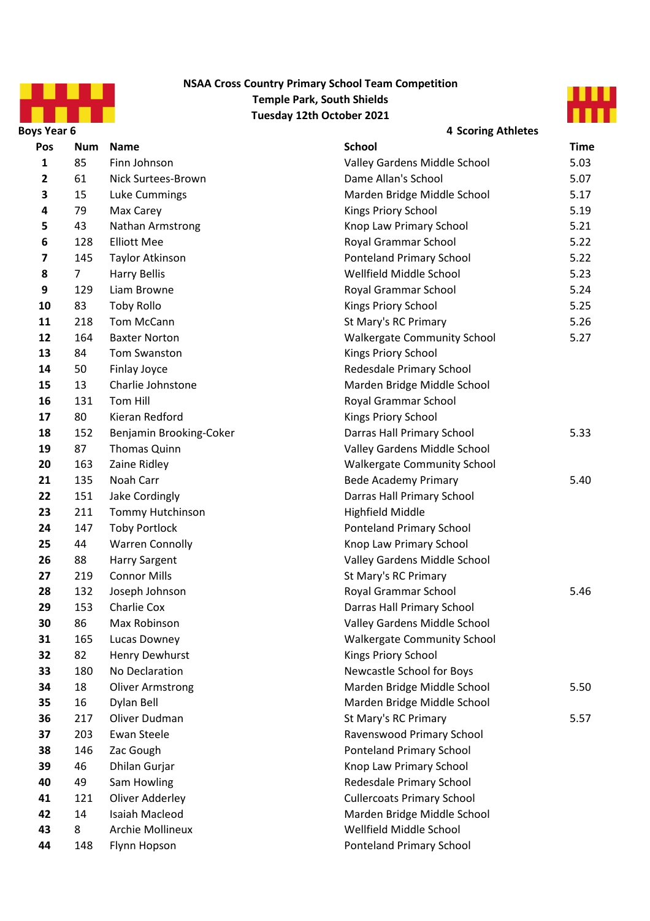**NSAA Cross Country Primary School Team Competition**
**Temple Park, South Shields**
**Tuesday 12th October 2021**

**Boys Year 6** — **4 Scoring Athletes**

| Pos | Num | Name | School | Time |
|---|---|---|---|---|
| 1 | 85 | Finn Johnson | Valley Gardens Middle School | 5.03 |
| 2 | 61 | Nick Surtees-Brown | Dame Allan's School | 5.07 |
| 3 | 15 | Luke Cummings | Marden Bridge Middle School | 5.17 |
| 4 | 79 | Max Carey | Kings Priory School | 5.19 |
| 5 | 43 | Nathan Armstrong | Knop Law Primary School | 5.21 |
| 6 | 128 | Elliott Mee | Royal Grammar School | 5.22 |
| 7 | 145 | Taylor Atkinson | Ponteland Primary School | 5.22 |
| 8 | 7 | Harry Bellis | Wellfield Middle School | 5.23 |
| 9 | 129 | Liam Browne | Royal Grammar School | 5.24 |
| 10 | 83 | Toby Rollo | Kings Priory School | 5.25 |
| 11 | 218 | Tom McCann | St Mary's RC Primary | 5.26 |
| 12 | 164 | Baxter Norton | Walkergate Community School | 5.27 |
| 13 | 84 | Tom Swanston | Kings Priory School | |
| 14 | 50 | Finlay Joyce | Redesdale Primary School | |
| 15 | 13 | Charlie Johnstone | Marden Bridge Middle School | |
| 16 | 131 | Tom Hill | Royal Grammar School | |
| 17 | 80 | Kieran Redford | Kings Priory School | |
| 18 | 152 | Benjamin Brooking-Coker | Darras Hall Primary School | 5.33 |
| 19 | 87 | Thomas Quinn | Valley Gardens Middle School | |
| 20 | 163 | Zaine Ridley | Walkergate Community School | |
| 21 | 135 | Noah Carr | Bede Academy Primary | 5.40 |
| 22 | 151 | Jake Cordingly | Darras Hall Primary School | |
| 23 | 211 | Tommy Hutchinson | Highfield Middle | |
| 24 | 147 | Toby Portlock | Ponteland Primary School | |
| 25 | 44 | Warren Connolly | Knop Law Primary School | |
| 26 | 88 | Harry Sargent | Valley Gardens Middle School | |
| 27 | 219 | Connor Mills | St Mary's RC Primary | |
| 28 | 132 | Joseph Johnson | Royal Grammar School | 5.46 |
| 29 | 153 | Charlie Cox | Darras Hall Primary School | |
| 30 | 86 | Max Robinson | Valley Gardens Middle School | |
| 31 | 165 | Lucas Downey | Walkergate Community School | |
| 32 | 82 | Henry Dewhurst | Kings Priory School | |
| 33 | 180 | No Declaration | Newcastle School for Boys | |
| 34 | 18 | Oliver Armstrong | Marden Bridge Middle School | 5.50 |
| 35 | 16 | Dylan Bell | Marden Bridge Middle School | |
| 36 | 217 | Oliver Dudman | St Mary's RC Primary | 5.57 |
| 37 | 203 | Ewan Steele | Ravenswood Primary School | |
| 38 | 146 | Zac Gough | Ponteland Primary School | |
| 39 | 46 | Dhilan Gurjar | Knop Law Primary School | |
| 40 | 49 | Sam Howling | Redesdale Primary School | |
| 41 | 121 | Oliver Adderley | Cullercoats Primary School | |
| 42 | 14 | Isaiah Macleod | Marden Bridge Middle School | |
| 43 | 8 | Archie Mollineux | Wellfield Middle School | |
| 44 | 148 | Flynn Hopson | Ponteland Primary School | |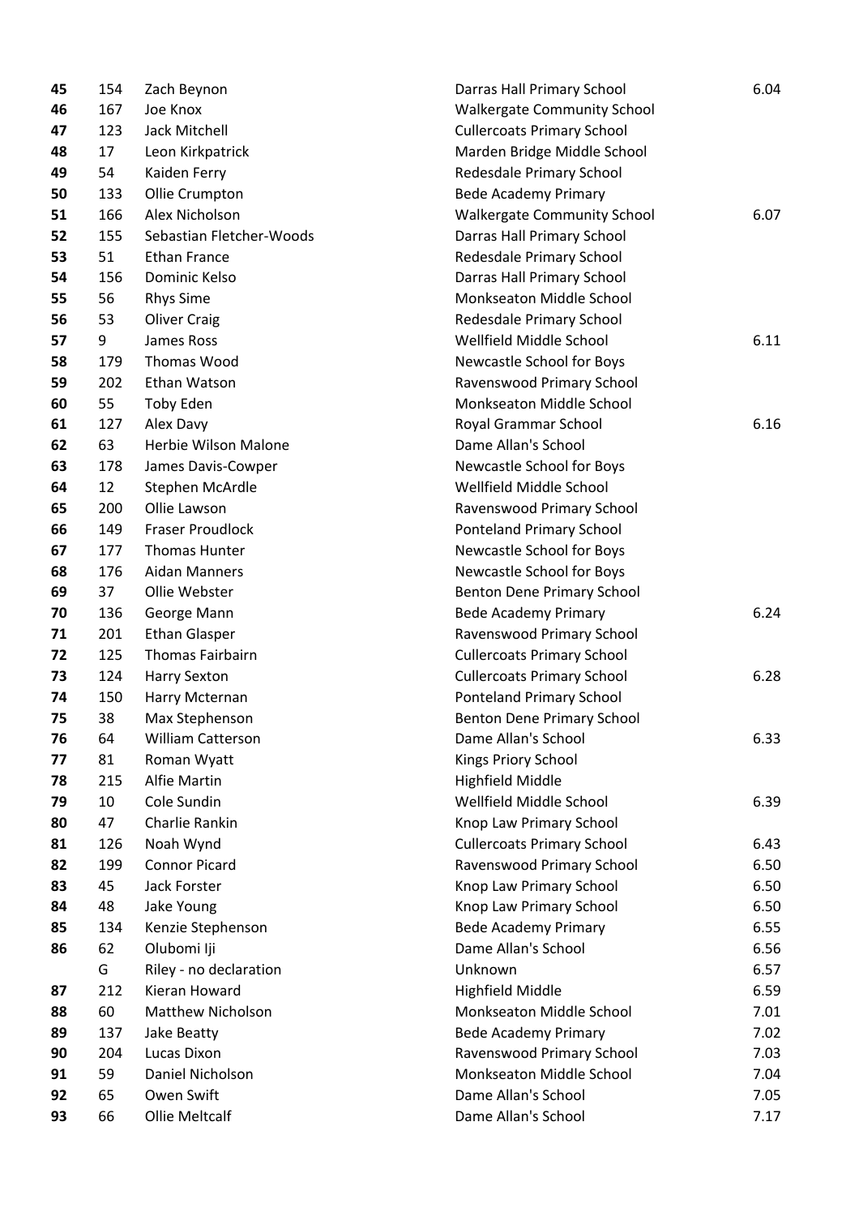| | | | | |
|---|---|---|---|---|
| 45 | 154 | Zach Beynon | Darras Hall Primary School | 6.04 |
| 46 | 167 | Joe Knox | Walkergate Community School | |
| 47 | 123 | Jack Mitchell | Cullercoats Primary School | |
| 48 | 17 | Leon Kirkpatrick | Marden Bridge Middle School | |
| 49 | 54 | Kaiden Ferry | Redesdale Primary School | |
| 50 | 133 | Ollie Crumpton | Bede Academy Primary | |
| 51 | 166 | Alex Nicholson | Walkergate Community School | 6.07 |
| 52 | 155 | Sebastian Fletcher-Woods | Darras Hall Primary School | |
| 53 | 51 | Ethan France | Redesdale Primary School | |
| 54 | 156 | Dominic Kelso | Darras Hall Primary School | |
| 55 | 56 | Rhys Sime | Monkseaton Middle School | |
| 56 | 53 | Oliver Craig | Redesdale Primary School | |
| 57 | 9 | James Ross | Wellfield Middle School | 6.11 |
| 58 | 179 | Thomas Wood | Newcastle School for Boys | |
| 59 | 202 | Ethan Watson | Ravenswood Primary School | |
| 60 | 55 | Toby Eden | Monkseaton Middle School | |
| 61 | 127 | Alex Davy | Royal Grammar School | 6.16 |
| 62 | 63 | Herbie Wilson Malone | Dame Allan's School | |
| 63 | 178 | James Davis-Cowper | Newcastle School for Boys | |
| 64 | 12 | Stephen McArdle | Wellfield Middle School | |
| 65 | 200 | Ollie Lawson | Ravenswood Primary School | |
| 66 | 149 | Fraser Proudlock | Ponteland Primary School | |
| 67 | 177 | Thomas Hunter | Newcastle School for Boys | |
| 68 | 176 | Aidan Manners | Newcastle School for Boys | |
| 69 | 37 | Ollie Webster | Benton Dene Primary School | |
| 70 | 136 | George Mann | Bede Academy Primary | 6.24 |
| 71 | 201 | Ethan Glasper | Ravenswood Primary School | |
| 72 | 125 | Thomas Fairbairn | Cullercoats Primary School | |
| 73 | 124 | Harry Sexton | Cullercoats Primary School | 6.28 |
| 74 | 150 | Harry Mcternan | Ponteland Primary School | |
| 75 | 38 | Max Stephenson | Benton Dene Primary School | |
| 76 | 64 | William Catterson | Dame Allan's School | 6.33 |
| 77 | 81 | Roman Wyatt | Kings Priory School | |
| 78 | 215 | Alfie Martin | Highfield Middle | |
| 79 | 10 | Cole Sundin | Wellfield Middle School | 6.39 |
| 80 | 47 | Charlie Rankin | Knop Law Primary School | |
| 81 | 126 | Noah Wynd | Cullercoats Primary School | 6.43 |
| 82 | 199 | Connor Picard | Ravenswood Primary School | 6.50 |
| 83 | 45 | Jack Forster | Knop Law Primary School | 6.50 |
| 84 | 48 | Jake Young | Knop Law Primary School | 6.50 |
| 85 | 134 | Kenzie Stephenson | Bede Academy Primary | 6.55 |
| 86 | 62 | Olubomi Iji | Dame Allan's School | 6.56 |
| | G | Riley - no declaration | Unknown | 6.57 |
| 87 | 212 | Kieran Howard | Highfield Middle | 6.59 |
| 88 | 60 | Matthew Nicholson | Monkseaton Middle School | 7.01 |
| 89 | 137 | Jake Beatty | Bede Academy Primary | 7.02 |
| 90 | 204 | Lucas Dixon | Ravenswood Primary School | 7.03 |
| 91 | 59 | Daniel Nicholson | Monkseaton Middle School | 7.04 |
| 92 | 65 | Owen Swift | Dame Allan's School | 7.05 |
| 93 | 66 | Ollie Meltcalf | Dame Allan's School | 7.17 |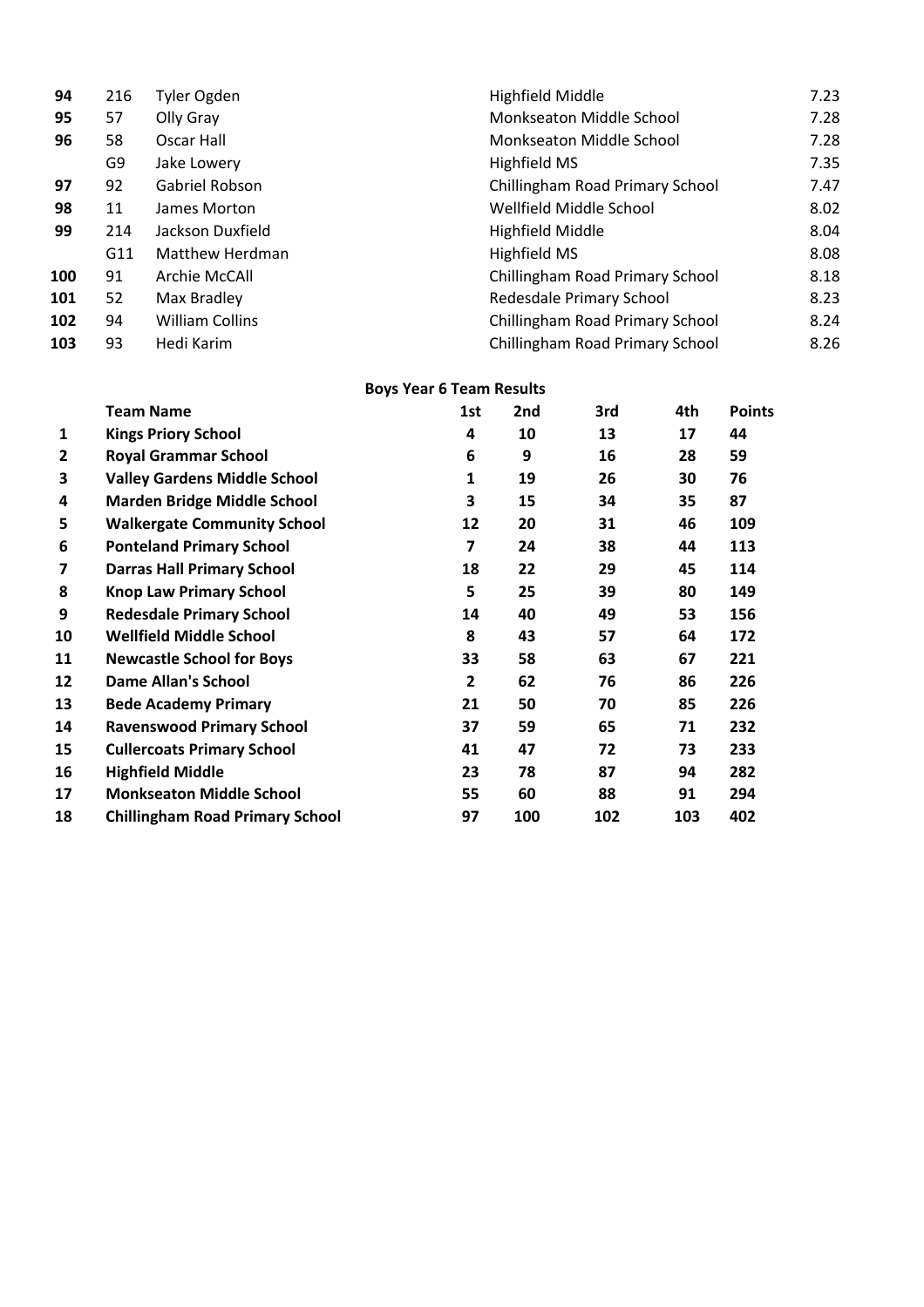| | | | | |
|---|---|---|---|---|
| **94** | 216 | Tyler Ogden | Highfield Middle | 7.23 |
| **95** | 57 | Olly Gray | Monkseaton Middle School | 7.28 |
| **96** | 58 | Oscar Hall | Monkseaton Middle School | 7.28 |
| | G9 | Jake Lowery | Highfield MS | 7.35 |
| **97** | 92 | Gabriel Robson | Chillingham Road Primary School | 7.47 |
| **98** | 11 | James Morton | Wellfield Middle School | 8.02 |
| **99** | 214 | Jackson Duxfield | Highfield Middle | 8.04 |
| | G11 | Matthew Herdman | Highfield MS | 8.08 |
| **100** | 91 | Archie McCAll | Chillingham Road Primary School | 8.18 |
| **101** | 52 | Max Bradley | Redesdale Primary School | 8.23 |
| **102** | 94 | William Collins | Chillingham Road Primary School | 8.24 |
| **103** | 93 | Hedi Karim | Chillingham Road Primary School | 8.26 |

**Boys Year 6 Team Results**

| | Team Name | 1st | 2nd | 3rd | 4th | Points |
|---|---|---|---|---|---|---|
| **1** | **Kings Priory School** | **4** | **10** | **13** | **17** | **44** |
| **2** | **Royal Grammar School** | **6** | **9** | **16** | **28** | **59** |
| **3** | **Valley Gardens Middle School** | **1** | **19** | **26** | **30** | **76** |
| **4** | **Marden Bridge Middle School** | **3** | **15** | **34** | **35** | **87** |
| **5** | **Walkergate Community School** | **12** | **20** | **31** | **46** | **109** |
| **6** | **Ponteland Primary School** | **7** | **24** | **38** | **44** | **113** |
| **7** | **Darras Hall Primary School** | **18** | **22** | **29** | **45** | **114** |
| **8** | **Knop Law Primary School** | **5** | **25** | **39** | **80** | **149** |
| **9** | **Redesdale Primary School** | **14** | **40** | **49** | **53** | **156** |
| **10** | **Wellfield Middle School** | **8** | **43** | **57** | **64** | **172** |
| **11** | **Newcastle School for Boys** | **33** | **58** | **63** | **67** | **221** |
| **12** | **Dame Allan's School** | **2** | **62** | **76** | **86** | **226** |
| **13** | **Bede Academy Primary** | **21** | **50** | **70** | **85** | **226** |
| **14** | **Ravenswood Primary School** | **37** | **59** | **65** | **71** | **232** |
| **15** | **Cullercoats Primary School** | **41** | **47** | **72** | **73** | **233** |
| **16** | **Highfield Middle** | **23** | **78** | **87** | **94** | **282** |
| **17** | **Monkseaton Middle School** | **55** | **60** | **88** | **91** | **294** |
| **18** | **Chillingham Road Primary School** | **97** | **100** | **102** | **103** | **402** |